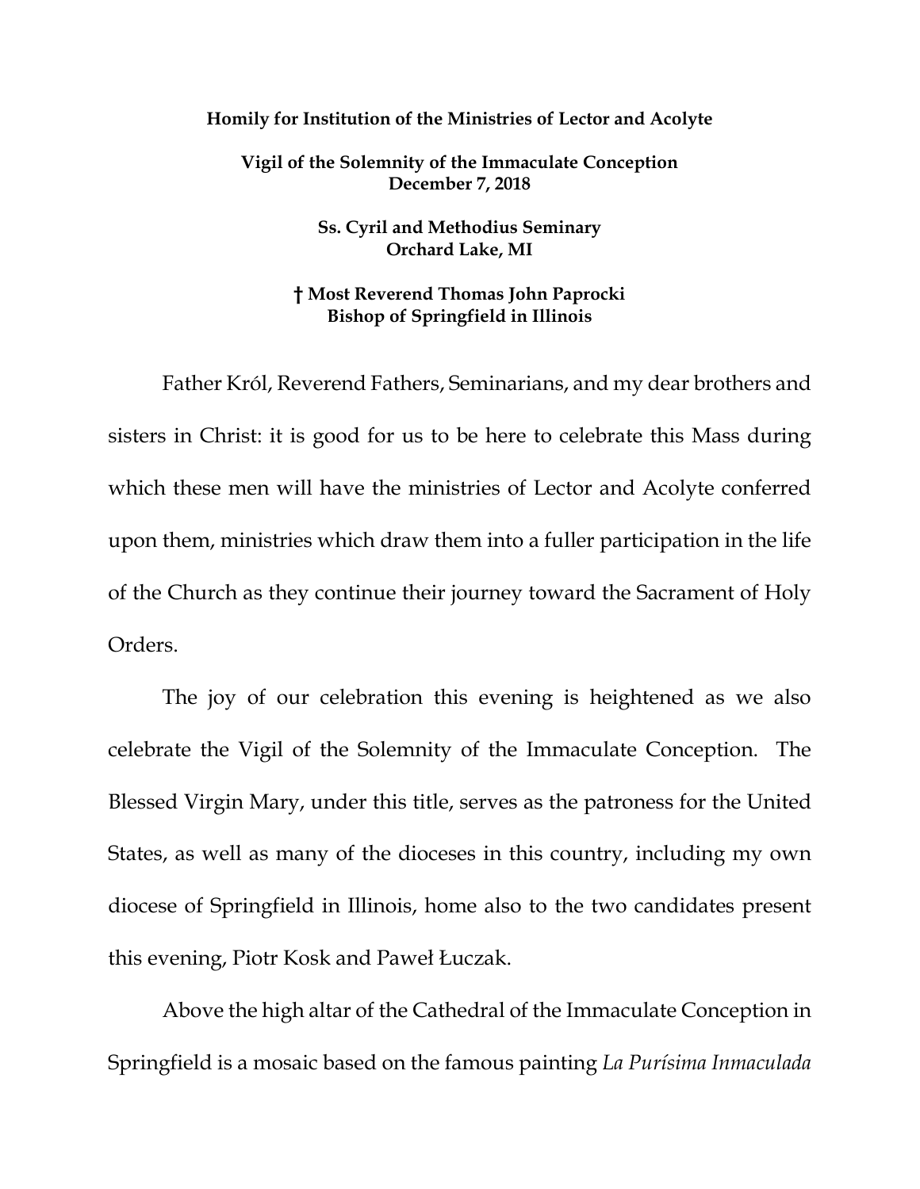**Homily for Institution of the Ministries of Lector and Acolyte**

**Vigil of the Solemnity of the Immaculate Conception**
**December 7, 2018**

**Ss. Cyril and Methodius Seminary**
**Orchard Lake, MI**

**† Most Reverend Thomas John Paprocki**
**Bishop of Springfield in Illinois**

Father Król, Reverend Fathers, Seminarians, and my dear brothers and sisters in Christ: it is good for us to be here to celebrate this Mass during which these men will have the ministries of Lector and Acolyte conferred upon them, ministries which draw them into a fuller participation in the life of the Church as they continue their journey toward the Sacrament of Holy Orders.

The joy of our celebration this evening is heightened as we also celebrate the Vigil of the Solemnity of the Immaculate Conception. The Blessed Virgin Mary, under this title, serves as the patroness for the United States, as well as many of the dioceses in this country, including my own diocese of Springfield in Illinois, home also to the two candidates present this evening, Piotr Kosk and Paweł Łuczak.

Above the high altar of the Cathedral of the Immaculate Conception in Springfield is a mosaic based on the famous painting *La Purísima Inmaculada*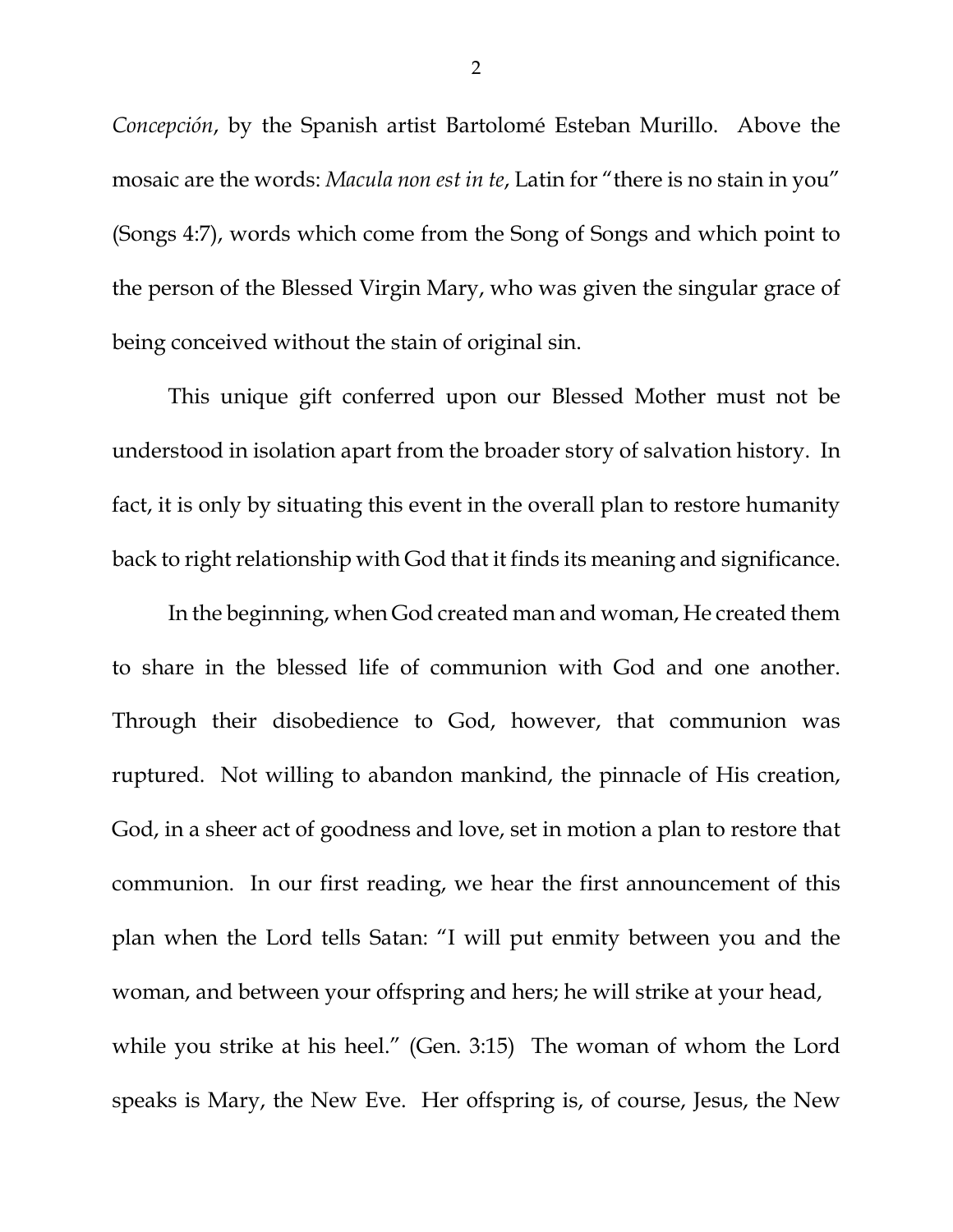*Concepción*, by the Spanish artist Bartolomé Esteban Murillo. Above the mosaic are the words: *Macula non est in te*, Latin for "there is no stain in you" (Songs 4:7), words which come from the Song of Songs and which point to the person of the Blessed Virgin Mary, who was given the singular grace of being conceived without the stain of original sin.

This unique gift conferred upon our Blessed Mother must not be understood in isolation apart from the broader story of salvation history. In fact, it is only by situating this event in the overall plan to restore humanity back to right relationship with God that it finds its meaning and significance.

In the beginning, when God created man and woman, He created them to share in the blessed life of communion with God and one another. Through their disobedience to God, however, that communion was ruptured. Not willing to abandon mankind, the pinnacle of His creation, God, in a sheer act of goodness and love, set in motion a plan to restore that communion. In our first reading, we hear the first announcement of this plan when the Lord tells Satan: "I will put enmity between you and the woman, and between your offspring and hers; he will strike at your head, while you strike at his heel." (Gen. 3:15) The woman of whom the Lord speaks is Mary, the New Eve. Her offspring is, of course, Jesus, the New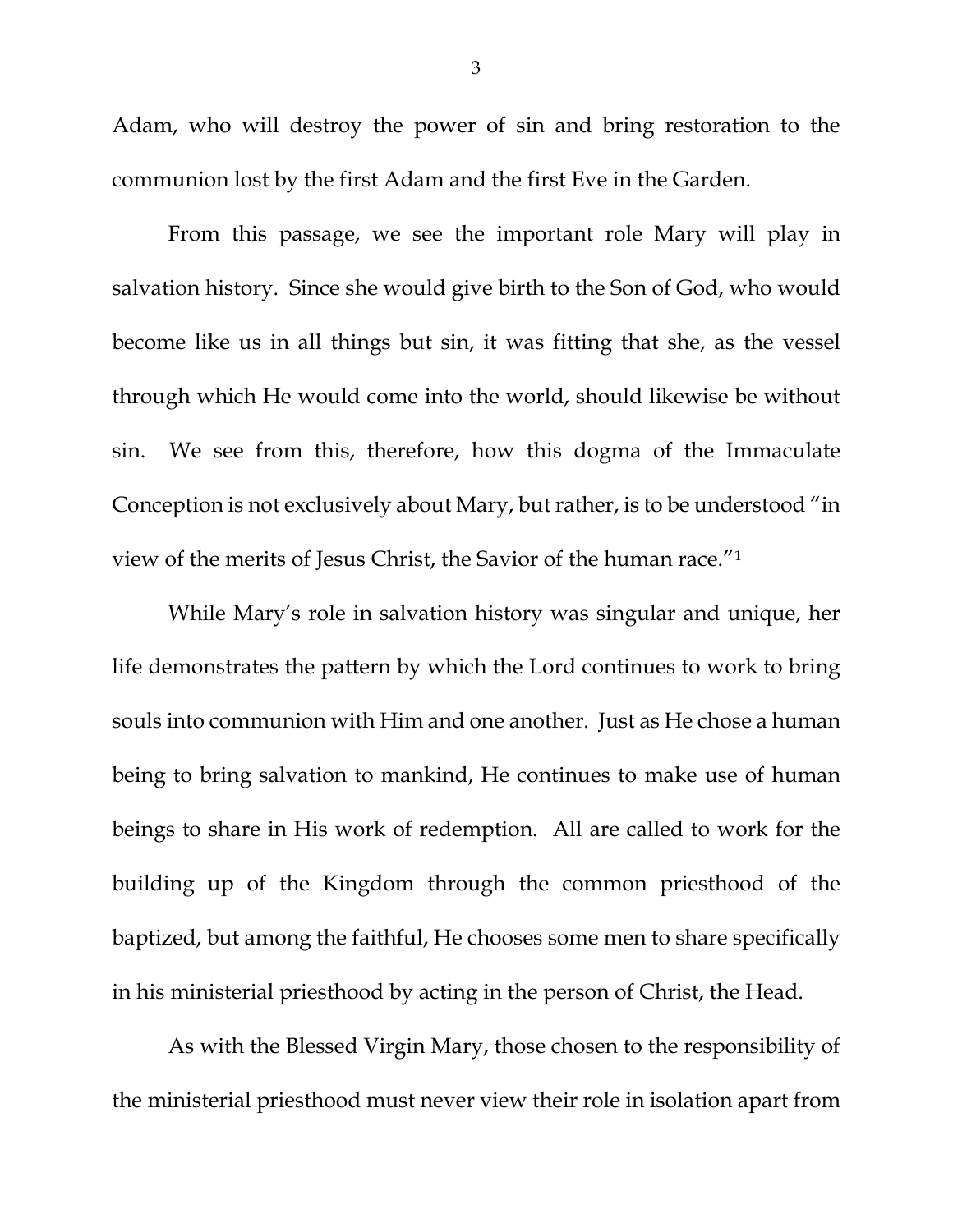Adam, who will destroy the power of sin and bring restoration to the communion lost by the first Adam and the first Eve in the Garden.

From this passage, we see the important role Mary will play in salvation history. Since she would give birth to the Son of God, who would become like us in all things but sin, it was fitting that she, as the vessel through which He would come into the world, should likewise be without sin. We see from this, therefore, how this dogma of the Immaculate Conception is not exclusively about Mary, but rather, is to be understood "in view of the merits of Jesus Christ, the Savior of the human race."[1]

While Mary's role in salvation history was singular and unique, her life demonstrates the pattern by which the Lord continues to work to bring souls into communion with Him and one another. Just as He chose a human being to bring salvation to mankind, He continues to make use of human beings to share in His work of redemption. All are called to work for the building up of the Kingdom through the common priesthood of the baptized, but among the faithful, He chooses some men to share specifically in his ministerial priesthood by acting in the person of Christ, the Head.

As with the Blessed Virgin Mary, those chosen to the responsibility of the ministerial priesthood must never view their role in isolation apart from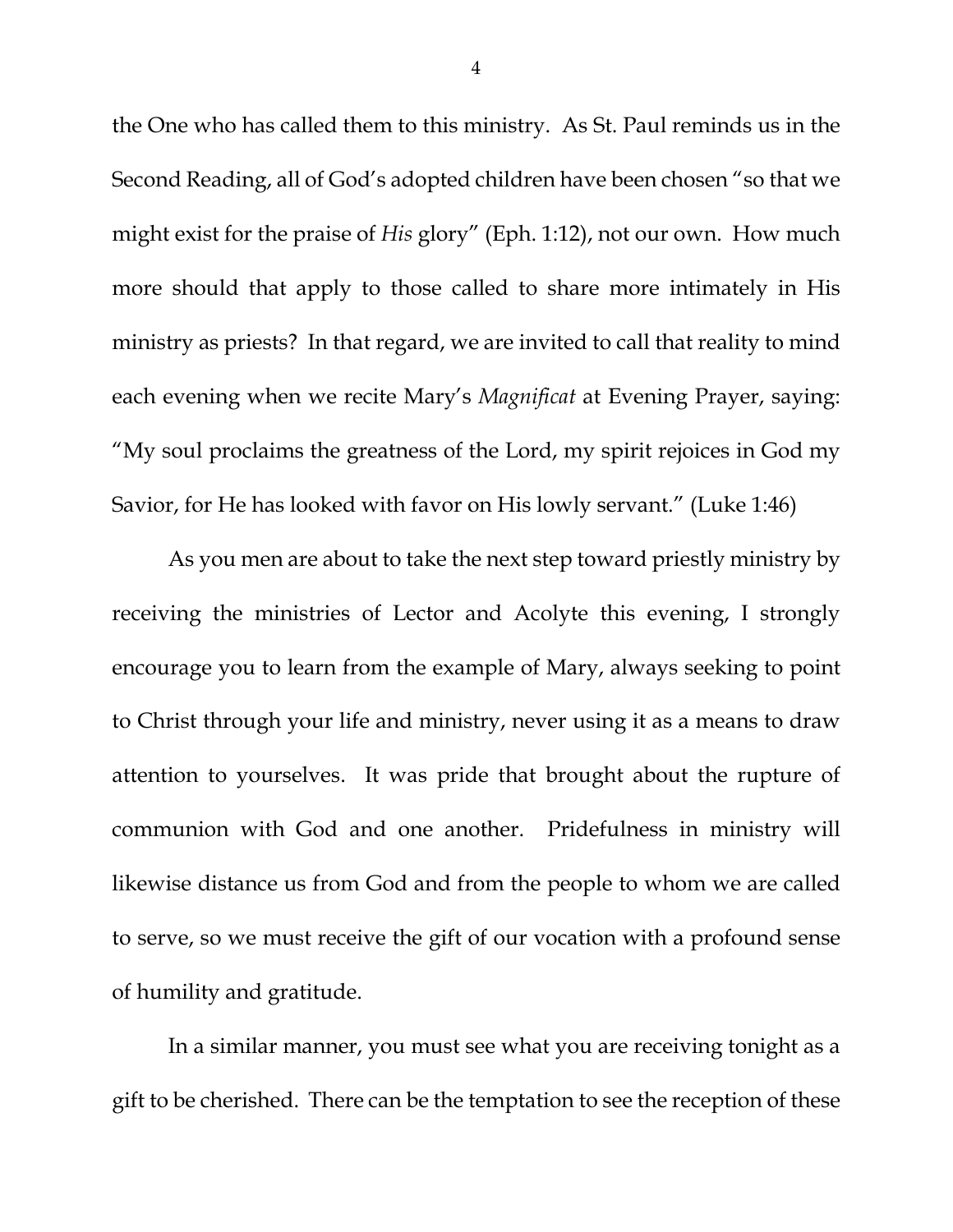the One who has called them to this ministry. As St. Paul reminds us in the Second Reading, all of God's adopted children have been chosen "so that we might exist for the praise of *His* glory" (Eph. 1:12), not our own. How much more should that apply to those called to share more intimately in His ministry as priests? In that regard, we are invited to call that reality to mind each evening when we recite Mary's *Magnificat* at Evening Prayer, saying: "My soul proclaims the greatness of the Lord, my spirit rejoices in God my Savior, for He has looked with favor on His lowly servant." (Luke 1:46)

As you men are about to take the next step toward priestly ministry by receiving the ministries of Lector and Acolyte this evening, I strongly encourage you to learn from the example of Mary, always seeking to point to Christ through your life and ministry, never using it as a means to draw attention to yourselves. It was pride that brought about the rupture of communion with God and one another. Pridefulness in ministry will likewise distance us from God and from the people to whom we are called to serve, so we must receive the gift of our vocation with a profound sense of humility and gratitude.

In a similar manner, you must see what you are receiving tonight as a gift to be cherished. There can be the temptation to see the reception of these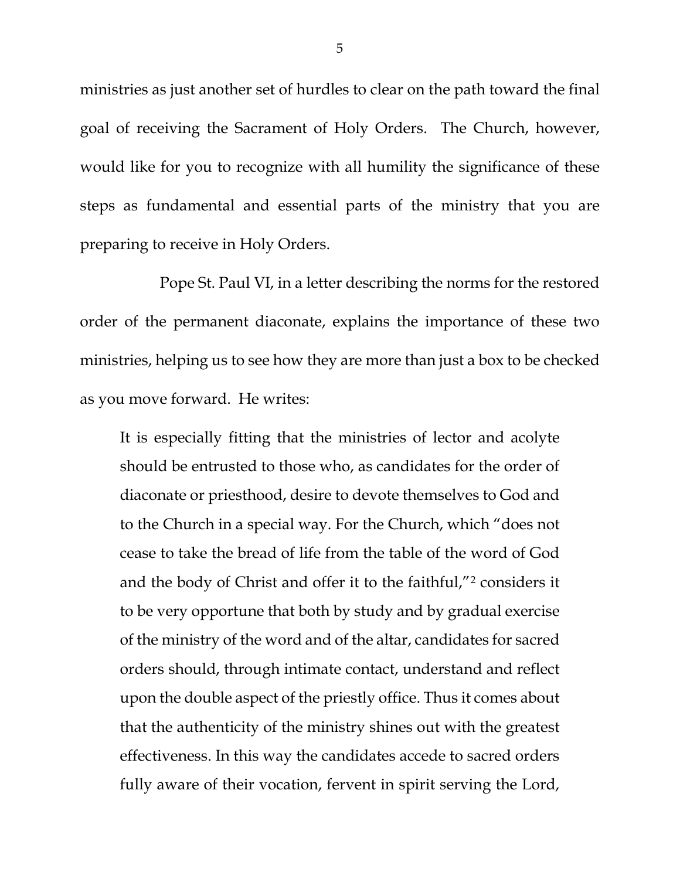ministries as just another set of hurdles to clear on the path toward the final goal of receiving the Sacrament of Holy Orders. The Church, however, would like for you to recognize with all humility the significance of these steps as fundamental and essential parts of the ministry that you are preparing to receive in Holy Orders.

Pope St. Paul VI, in a letter describing the norms for the restored order of the permanent diaconate, explains the importance of these two ministries, helping us to see how they are more than just a box to be checked as you move forward. He writes:

> It is especially fitting that the ministries of lector and acolyte should be entrusted to those who, as candidates for the order of diaconate or priesthood, desire to devote themselves to God and to the Church in a special way. For the Church, which "does not cease to take the bread of life from the table of the word of God and the body of Christ and offer it to the faithful,"[2] considers it to be very opportune that both by study and by gradual exercise of the ministry of the word and of the altar, candidates for sacred orders should, through intimate contact, understand and reflect upon the double aspect of the priestly office. Thus it comes about that the authenticity of the ministry shines out with the greatest effectiveness. In this way the candidates accede to sacred orders fully aware of their vocation, fervent in spirit serving the Lord,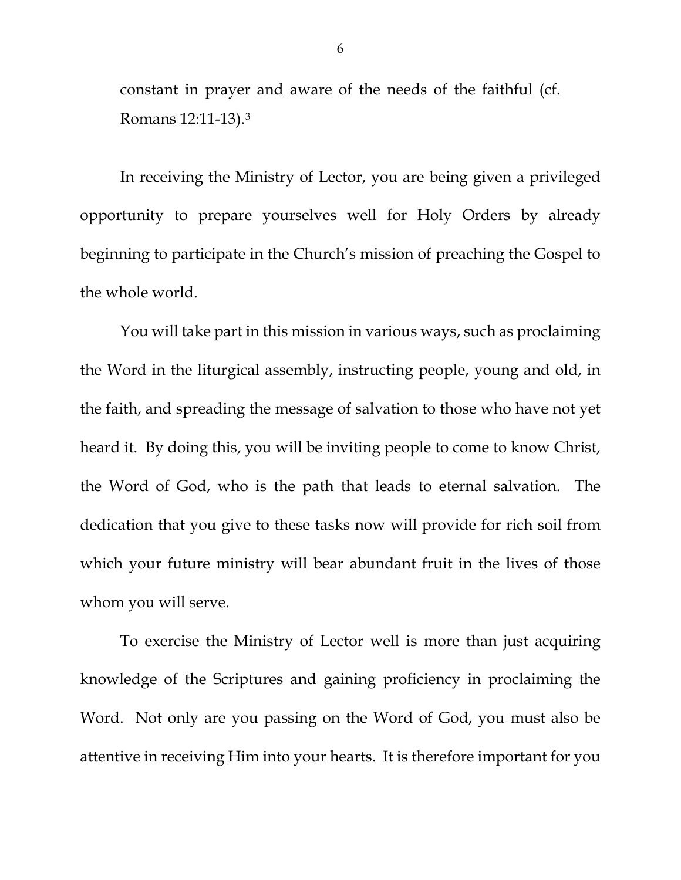constant in prayer and aware of the needs of the faithful (cf. Romans 12:11-13).[3]

In receiving the Ministry of Lector, you are being given a privileged opportunity to prepare yourselves well for Holy Orders by already beginning to participate in the Church's mission of preaching the Gospel to the whole world.

You will take part in this mission in various ways, such as proclaiming the Word in the liturgical assembly, instructing people, young and old, in the faith, and spreading the message of salvation to those who have not yet heard it. By doing this, you will be inviting people to come to know Christ, the Word of God, who is the path that leads to eternal salvation. The dedication that you give to these tasks now will provide for rich soil from which your future ministry will bear abundant fruit in the lives of those whom you will serve.

To exercise the Ministry of Lector well is more than just acquiring knowledge of the Scriptures and gaining proficiency in proclaiming the Word. Not only are you passing on the Word of God, you must also be attentive in receiving Him into your hearts. It is therefore important for you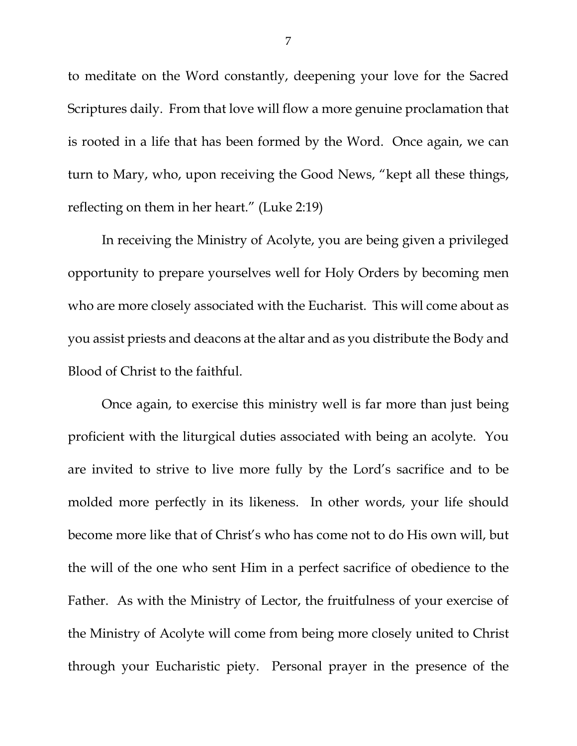to meditate on the Word constantly, deepening your love for the Sacred Scriptures daily. From that love will flow a more genuine proclamation that is rooted in a life that has been formed by the Word. Once again, we can turn to Mary, who, upon receiving the Good News, "kept all these things, reflecting on them in her heart." (Luke 2:19)

In receiving the Ministry of Acolyte, you are being given a privileged opportunity to prepare yourselves well for Holy Orders by becoming men who are more closely associated with the Eucharist. This will come about as you assist priests and deacons at the altar and as you distribute the Body and Blood of Christ to the faithful.

Once again, to exercise this ministry well is far more than just being proficient with the liturgical duties associated with being an acolyte. You are invited to strive to live more fully by the Lord's sacrifice and to be molded more perfectly in its likeness. In other words, your life should become more like that of Christ's who has come not to do His own will, but the will of the one who sent Him in a perfect sacrifice of obedience to the Father. As with the Ministry of Lector, the fruitfulness of your exercise of the Ministry of Acolyte will come from being more closely united to Christ through your Eucharistic piety. Personal prayer in the presence of the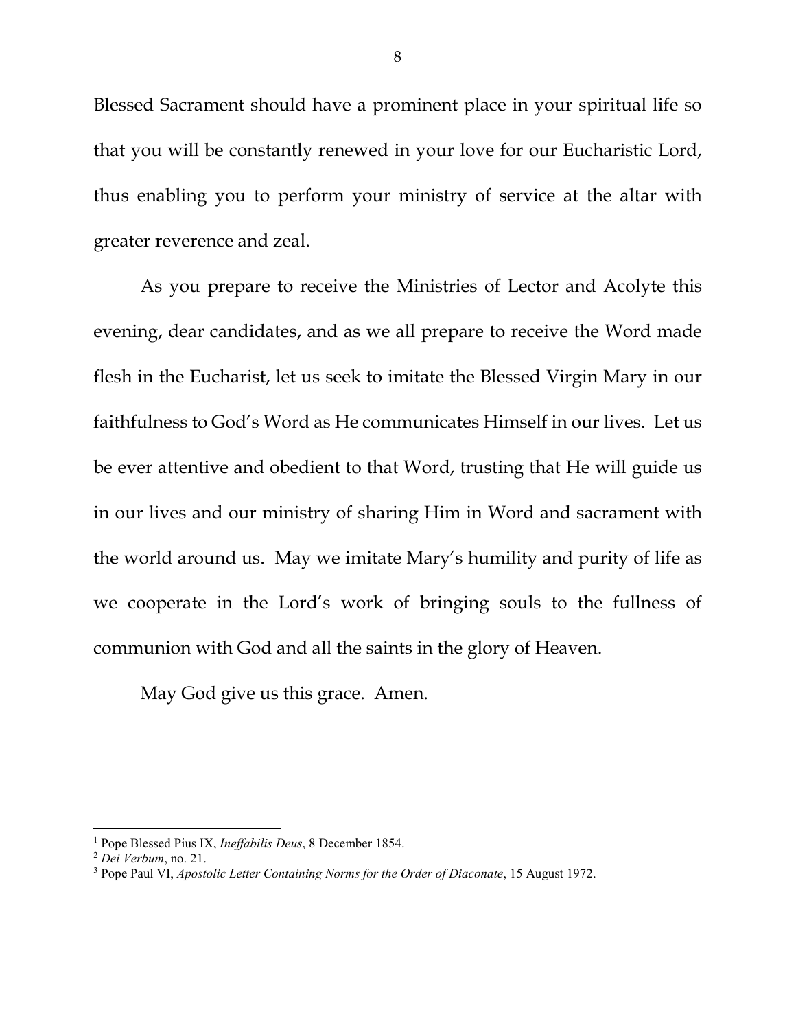Blessed Sacrament should have a prominent place in your spiritual life so that you will be constantly renewed in your love for our Eucharistic Lord, thus enabling you to perform your ministry of service at the altar with greater reverence and zeal.

As you prepare to receive the Ministries of Lector and Acolyte this evening, dear candidates, and as we all prepare to receive the Word made flesh in the Eucharist, let us seek to imitate the Blessed Virgin Mary in our faithfulness to God's Word as He communicates Himself in our lives. Let us be ever attentive and obedient to that Word, trusting that He will guide us in our lives and our ministry of sharing Him in Word and sacrament with the world around us. May we imitate Mary's humility and purity of life as we cooperate in the Lord's work of bringing souls to the fullness of communion with God and all the saints in the glory of Heaven.

May God give us this grace. Amen.

---

[1] Pope Blessed Pius IX, *Ineffabilis Deus*, 8 December 1854.

[2] *Dei Verbum*, no. 21.

[3] Pope Paul VI, *Apostolic Letter Containing Norms for the Order of Diaconate*, 15 August 1972.